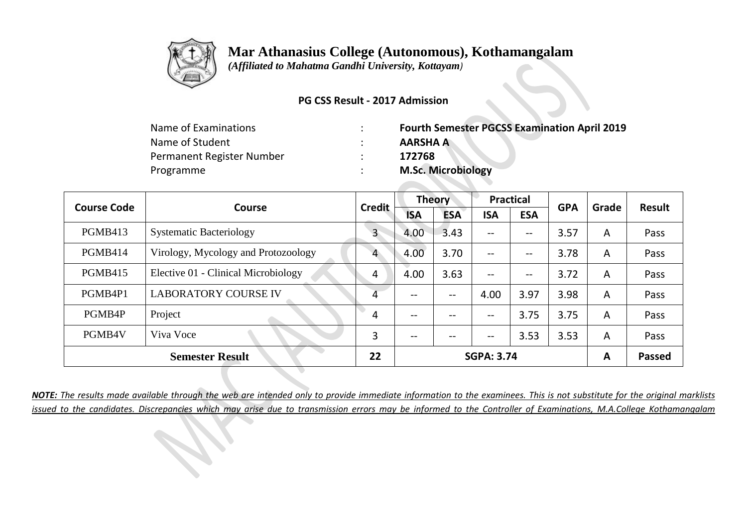# Mar Athanasius College (Autonomous), Kothamangalam

*(Affiliated to Mahatma Gandhi University, Kottayam)*

**PG CSS Result - 2017 Admission**

| | | |
|---|---|---|
| Name of Examinations | : | **Fourth Semester PGCSS Examination April 2019** |
| Name of Student | : | **AARSHA A** |
| Permanent Register Number | : | **172768** |
| Programme | : | **M.Sc. Microbiology** |

| Course Code | Course | Credit | Theory | | Practical | | GPA | Grade | Result |
|---|---|---|---|---|---|---|---|---|---|
| | | | ISA | ESA | ISA | ESA | | | |
| PGMB413 | Systematic Bacteriology | 3 | 4.00 | 3.43 | -- | -- | 3.57 | A | Pass |
| PGMB414 | Virology, Mycology and Protozoology | 4 | 4.00 | 3.70 | -- | -- | 3.78 | A | Pass |
| PGMB415 | Elective 01 - Clinical Microbiology | 4 | 4.00 | 3.63 | -- | -- | 3.72 | A | Pass |
| PGMB4P1 | LABORATORY COURSE IV | 4 | -- | -- | 4.00 | 3.97 | 3.98 | A | Pass |
| PGMB4P | Project | 4 | -- | -- | -- | 3.75 | 3.75 | A | Pass |
| PGMB4V | Viva Voce | 3 | -- | -- | -- | 3.53 | 3.53 | A | Pass |
| **Semester Result** | | **22** | **SGPA: 3.74** | | | | | **A** | **Passed** |

***NOTE:** The results made available through the web are intended only to provide immediate information to the examinees. This is not substitute for the original marklists issued to the candidates. Discrepancies which may arise due to transmission errors may be informed to the Controller of Examinations, M.A.College Kothamangalam*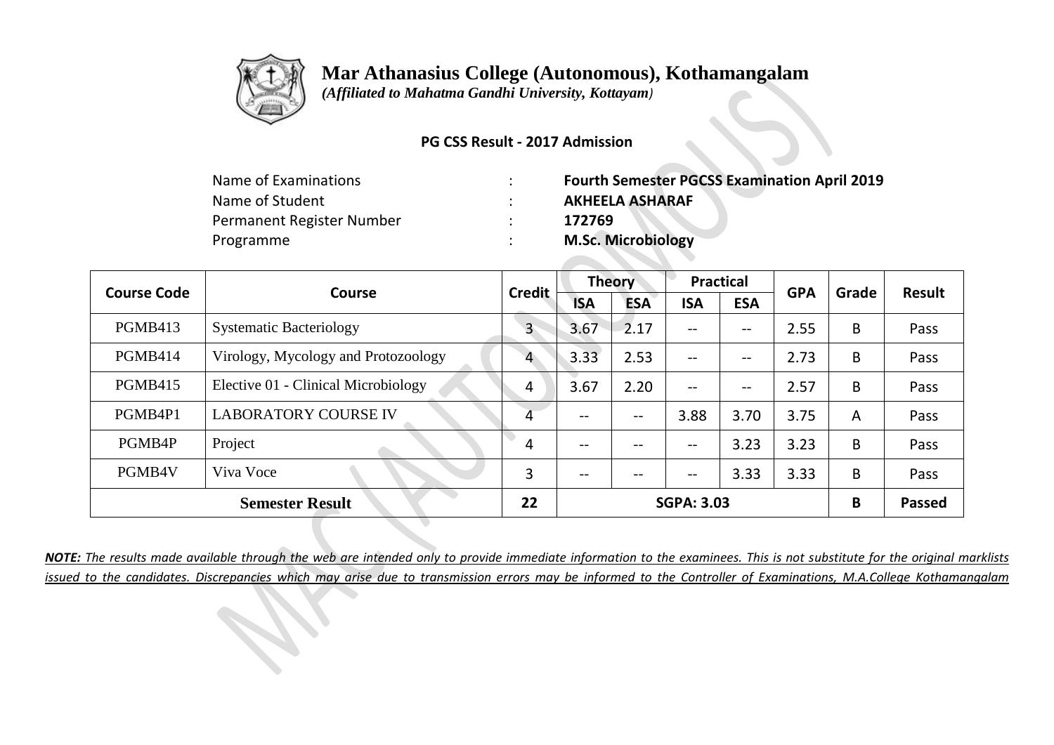# Mar Athanasius College (Autonomous), Kothamangalam

*(Affiliated to Mahatma Gandhi University, Kottayam)*

**PG CSS Result - 2017 Admission**

| | | |
|---|---|---|
| Name of Examinations | : | **Fourth Semester PGCSS Examination April 2019** |
| Name of Student | : | **AKHEELA ASHARAF** |
| Permanent Register Number | : | **172769** |
| Programme | : | **M.Sc. Microbiology** |

| Course Code | Course | Credit | Theory | | Practical | | GPA | Grade | Result |
|---|---|---|---|---|---|---|---|---|---|
| | | | ISA | ESA | ISA | ESA | | | |
| PGMB413 | Systematic Bacteriology | 3 | 3.67 | 2.17 | -- | -- | 2.55 | B | Pass |
| PGMB414 | Virology, Mycology and Protozoology | 4 | 3.33 | 2.53 | -- | -- | 2.73 | B | Pass |
| PGMB415 | Elective 01 - Clinical Microbiology | 4 | 3.67 | 2.20 | -- | -- | 2.57 | B | Pass |
| PGMB4P1 | LABORATORY COURSE IV | 4 | -- | -- | 3.88 | 3.70 | 3.75 | A | Pass |
| PGMB4P | Project | 4 | -- | -- | -- | 3.23 | 3.23 | B | Pass |
| PGMB4V | Viva Voce | 3 | -- | -- | -- | 3.33 | 3.33 | B | Pass |
| **Semester Result** | | **22** | **SGPA: 3.03** | | | | | **B** | **Passed** |

***NOTE:*** *The results made available through the web are intended only to provide immediate information to the examinees. This is not substitute for the original marklists issued to the candidates. Discrepancies which may arise due to transmission errors may be informed to the Controller of Examinations, M.A.College Kothamangalam*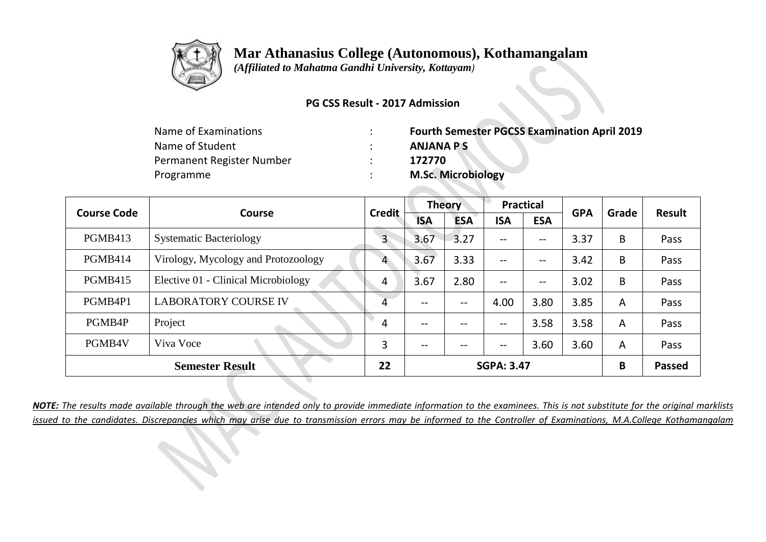# Mar Athanasius College (Autonomous), Kothamangalam

*(Affiliated to Mahatma Gandhi University, Kottayam)*

**PG CSS Result - 2017 Admission**

| | | |
|---|---|---|
| Name of Examinations | : | **Fourth Semester PGCSS Examination April 2019** |
| Name of Student | : | **ANJANA P S** |
| Permanent Register Number | : | **172770** |
| Programme | : | **M.Sc. Microbiology** |

| Course Code | Course | Credit | Theory | | Practical | | GPA | Grade | Result |
|---|---|---|---|---|---|---|---|---|---|
| | | | ISA | ESA | ISA | ESA | | | |
| PGMB413 | Systematic Bacteriology | 3 | 3.67 | 3.27 | -- | -- | 3.37 | B | Pass |
| PGMB414 | Virology, Mycology and Protozoology | 4 | 3.67 | 3.33 | -- | -- | 3.42 | B | Pass |
| PGMB415 | Elective 01 - Clinical Microbiology | 4 | 3.67 | 2.80 | -- | -- | 3.02 | B | Pass |
| PGMB4P1 | LABORATORY COURSE IV | 4 | -- | -- | 4.00 | 3.80 | 3.85 | A | Pass |
| PGMB4P | Project | 4 | -- | -- | -- | 3.58 | 3.58 | A | Pass |
| PGMB4V | Viva Voce | 3 | -- | -- | -- | 3.60 | 3.60 | A | Pass |
| **Semester Result** | | **22** | **SGPA: 3.47** | | | | | **B** | **Passed** |

***NOTE:*** *The results made available through the web are intended only to provide immediate information to the examinees. This is not substitute for the original marklists issued to the candidates. Discrepancies which may arise due to transmission errors may be informed to the Controller of Examinations, M.A.College Kothamangalam*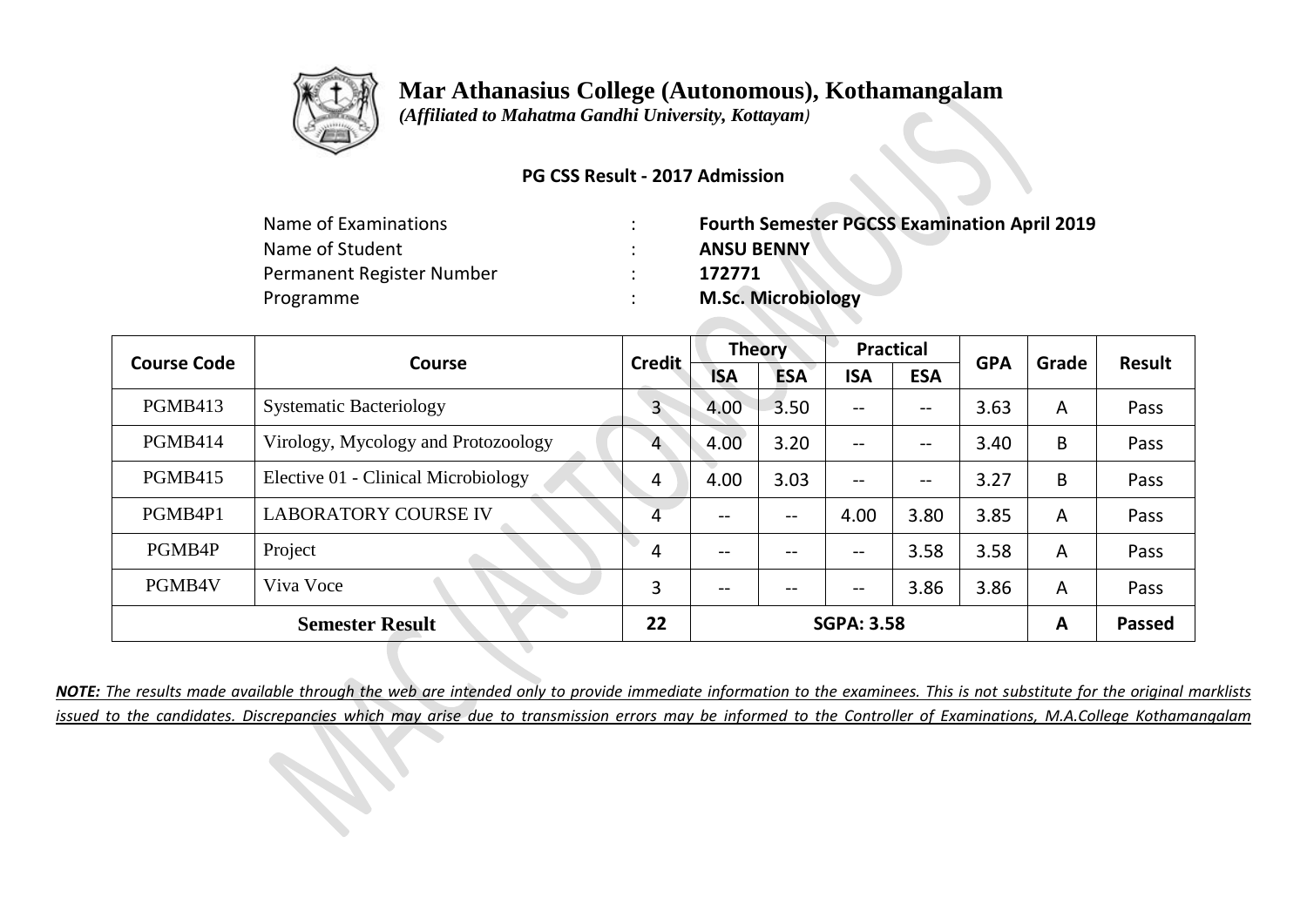# Mar Athanasius College (Autonomous), Kothamangalam

*(Affiliated to Mahatma Gandhi University, Kottayam)*

**PG CSS Result - 2017 Admission**

| | | |
|---|---|---|
| Name of Examinations | : | **Fourth Semester PGCSS Examination April 2019** |
| Name of Student | : | **ANSU BENNY** |
| Permanent Register Number | : | **172771** |
| Programme | : | **M.Sc. Microbiology** |

| Course Code | Course | Credit | Theory | | Practical | | GPA | Grade | Result |
|---|---|---|---|---|---|---|---|---|---|
| | | | ISA | ESA | ISA | ESA | | | |
| PGMB413 | Systematic Bacteriology | 3 | 4.00 | 3.50 | -- | -- | 3.63 | A | Pass |
| PGMB414 | Virology, Mycology and Protozoology | 4 | 4.00 | 3.20 | -- | -- | 3.40 | B | Pass |
| PGMB415 | Elective 01 - Clinical Microbiology | 4 | 4.00 | 3.03 | -- | -- | 3.27 | B | Pass |
| PGMB4P1 | LABORATORY COURSE IV | 4 | -- | -- | 4.00 | 3.80 | 3.85 | A | Pass |
| PGMB4P | Project | 4 | -- | -- | -- | 3.58 | 3.58 | A | Pass |
| PGMB4V | Viva Voce | 3 | -- | -- | -- | 3.86 | 3.86 | A | Pass |
| **Semester Result** | | **22** | **SGPA: 3.58** | | | | | **A** | **Passed** |

***NOTE:*** *The results made available through the web are intended only to provide immediate information to the examinees. This is not substitute for the original marklists issued to the candidates. Discrepancies which may arise due to transmission errors may be informed to the Controller of Examinations, M.A.College Kothamangalam*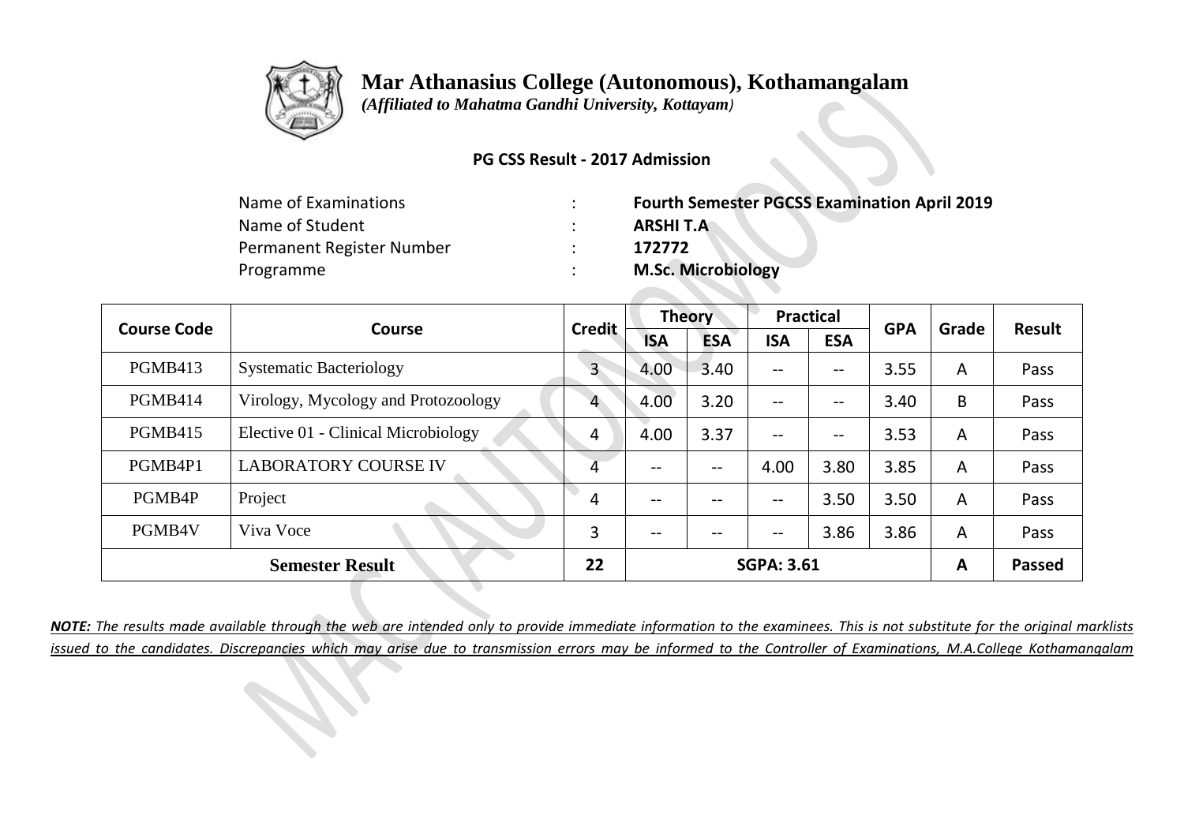# Mar Athanasius College (Autonomous), Kothamangalam

*(Affiliated to Mahatma Gandhi University, Kottayam)*

**PG CSS Result - 2017 Admission**

| | | |
|---|---|---|
| Name of Examinations | : | **Fourth Semester PGCSS Examination April 2019** |
| Name of Student | : | **ARSHI T.A** |
| Permanent Register Number | : | **172772** |
| Programme | : | **M.Sc. Microbiology** |

| Course Code | Course | Credit | Theory | | Practical | | GPA | Grade | Result |
|---|---|---|---|---|---|---|---|---|---|
| | | | ISA | ESA | ISA | ESA | | | |
| PGMB413 | Systematic Bacteriology | 3 | 4.00 | 3.40 | -- | -- | 3.55 | A | Pass |
| PGMB414 | Virology, Mycology and Protozoology | 4 | 4.00 | 3.20 | -- | -- | 3.40 | B | Pass |
| PGMB415 | Elective 01 - Clinical Microbiology | 4 | 4.00 | 3.37 | -- | -- | 3.53 | A | Pass |
| PGMB4P1 | LABORATORY COURSE IV | 4 | -- | -- | 4.00 | 3.80 | 3.85 | A | Pass |
| PGMB4P | Project | 4 | -- | -- | -- | 3.50 | 3.50 | A | Pass |
| PGMB4V | Viva Voce | 3 | -- | -- | -- | 3.86 | 3.86 | A | Pass |
| **Semester Result** | | **22** | **SGPA: 3.61** | | | | | **A** | **Passed** |

***NOTE:*** *The results made available through the web are intended only to provide immediate information to the examinees. This is not substitute for the original marklists issued to the candidates. Discrepancies which may arise due to transmission errors may be informed to the Controller of Examinations, M.A.College Kothamangalam*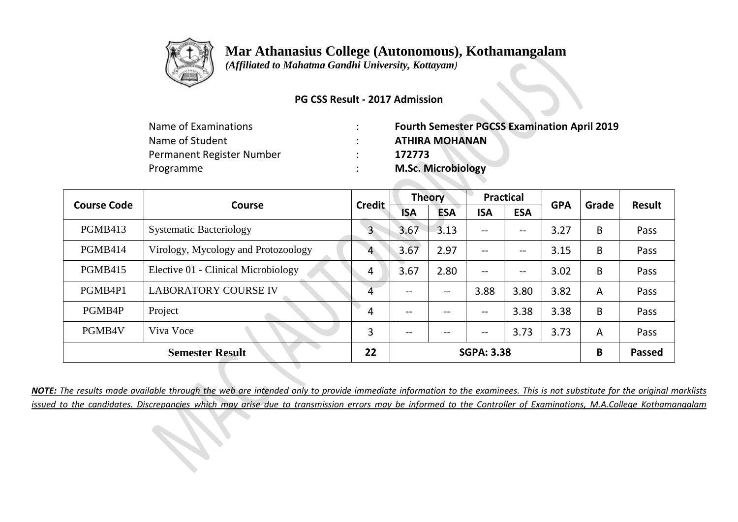# Mar Athanasius College (Autonomous), Kothamangalam

*(Affiliated to Mahatma Gandhi University, Kottayam)*

**PG CSS Result - 2017 Admission**

| | | |
|---|---|---|
| Name of Examinations | : | **Fourth Semester PGCSS Examination April 2019** |
| Name of Student | : | **ATHIRA MOHANAN** |
| Permanent Register Number | : | **172773** |
| Programme | : | **M.Sc. Microbiology** |

| Course Code | Course | Credit | Theory | | Practical | | GPA | Grade | Result |
|---|---|---|---|---|---|---|---|---|---|
| | | | ISA | ESA | ISA | ESA | | | |
| PGMB413 | Systematic Bacteriology | 3 | 3.67 | 3.13 | -- | -- | 3.27 | B | Pass |
| PGMB414 | Virology, Mycology and Protozoology | 4 | 3.67 | 2.97 | -- | -- | 3.15 | B | Pass |
| PGMB415 | Elective 01 - Clinical Microbiology | 4 | 3.67 | 2.80 | -- | -- | 3.02 | B | Pass |
| PGMB4P1 | LABORATORY COURSE IV | 4 | -- | -- | 3.88 | 3.80 | 3.82 | A | Pass |
| PGMB4P | Project | 4 | -- | -- | -- | 3.38 | 3.38 | B | Pass |
| PGMB4V | Viva Voce | 3 | -- | -- | -- | 3.73 | 3.73 | A | Pass |
| **Semester Result** | | **22** | **SGPA: 3.38** | | | | | **B** | **Passed** |

***NOTE:*** *The results made available through the web are intended only to provide immediate information to the examinees. This is not substitute for the original marklists issued to the candidates. Discrepancies which may arise due to transmission errors may be informed to the Controller of Examinations, M.A.College Kothamangalam*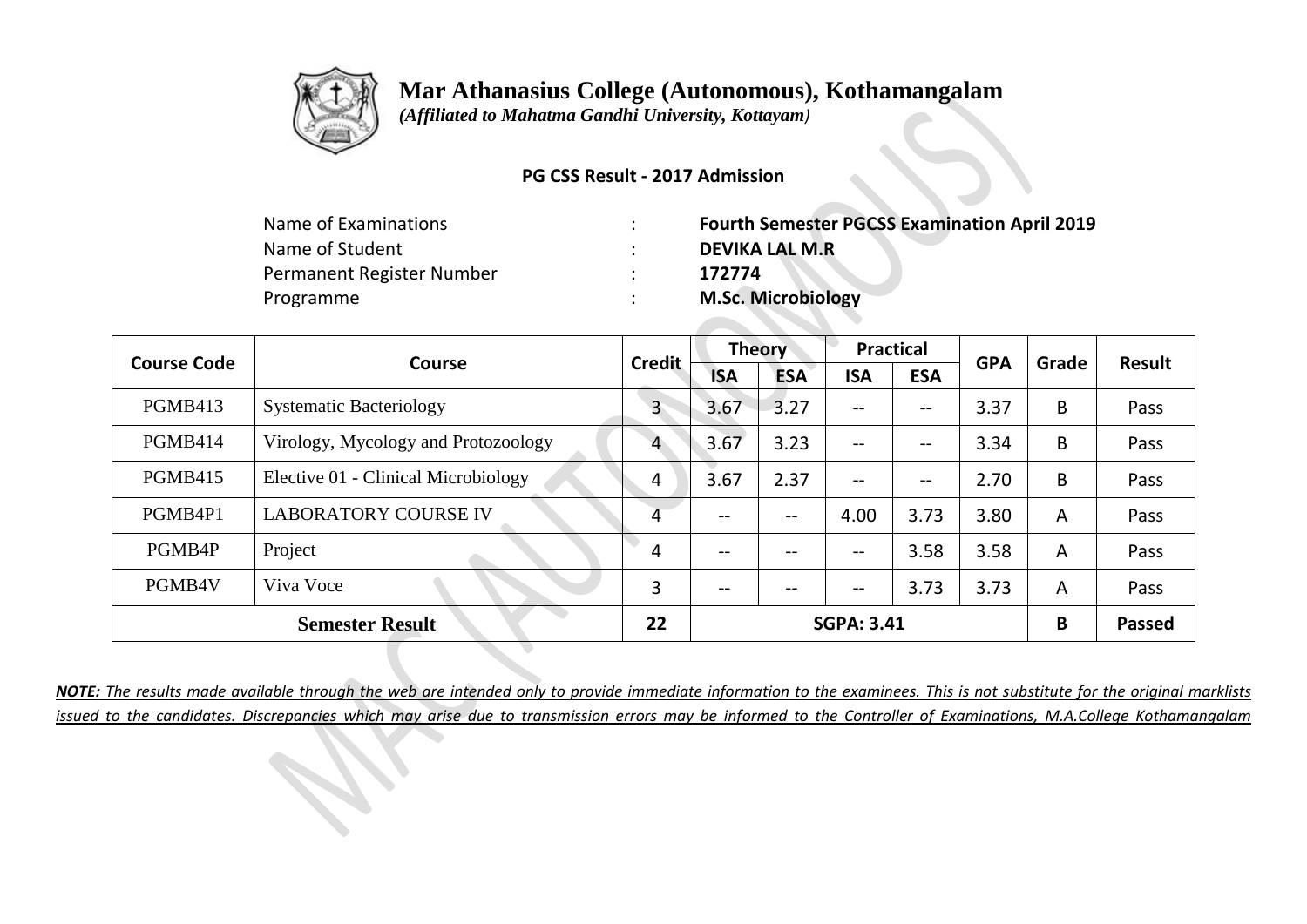# Mar Athanasius College (Autonomous), Kothamangalam

*(Affiliated to Mahatma Gandhi University, Kottayam)*

**PG CSS Result - 2017 Admission**

| | | |
|---|---|---|
| Name of Examinations | : | **Fourth Semester PGCSS Examination April 2019** |
| Name of Student | : | **DEVIKA LAL M.R** |
| Permanent Register Number | : | **172774** |
| Programme | : | **M.Sc. Microbiology** |

| Course Code | Course | Credit | Theory | | Practical | | GPA | Grade | Result |
|---|---|---|---|---|---|---|---|---|---|
| | | | ISA | ESA | ISA | ESA | | | |
| PGMB413 | Systematic Bacteriology | 3 | 3.67 | 3.27 | -- | -- | 3.37 | B | Pass |
| PGMB414 | Virology, Mycology and Protozoology | 4 | 3.67 | 3.23 | -- | -- | 3.34 | B | Pass |
| PGMB415 | Elective 01 - Clinical Microbiology | 4 | 3.67 | 2.37 | -- | -- | 2.70 | B | Pass |
| PGMB4P1 | LABORATORY COURSE IV | 4 | -- | -- | 4.00 | 3.73 | 3.80 | A | Pass |
| PGMB4P | Project | 4 | -- | -- | -- | 3.58 | 3.58 | A | Pass |
| PGMB4V | Viva Voce | 3 | -- | -- | -- | 3.73 | 3.73 | A | Pass |
| **Semester Result** | | **22** | **SGPA: 3.41** | | | | | **B** | **Passed** |

***NOTE:*** *The results made available through the web are intended only to provide immediate information to the examinees. This is not substitute for the original marklists issued to the candidates. Discrepancies which may arise due to transmission errors may be informed to the Controller of Examinations, M.A.College Kothamangalam*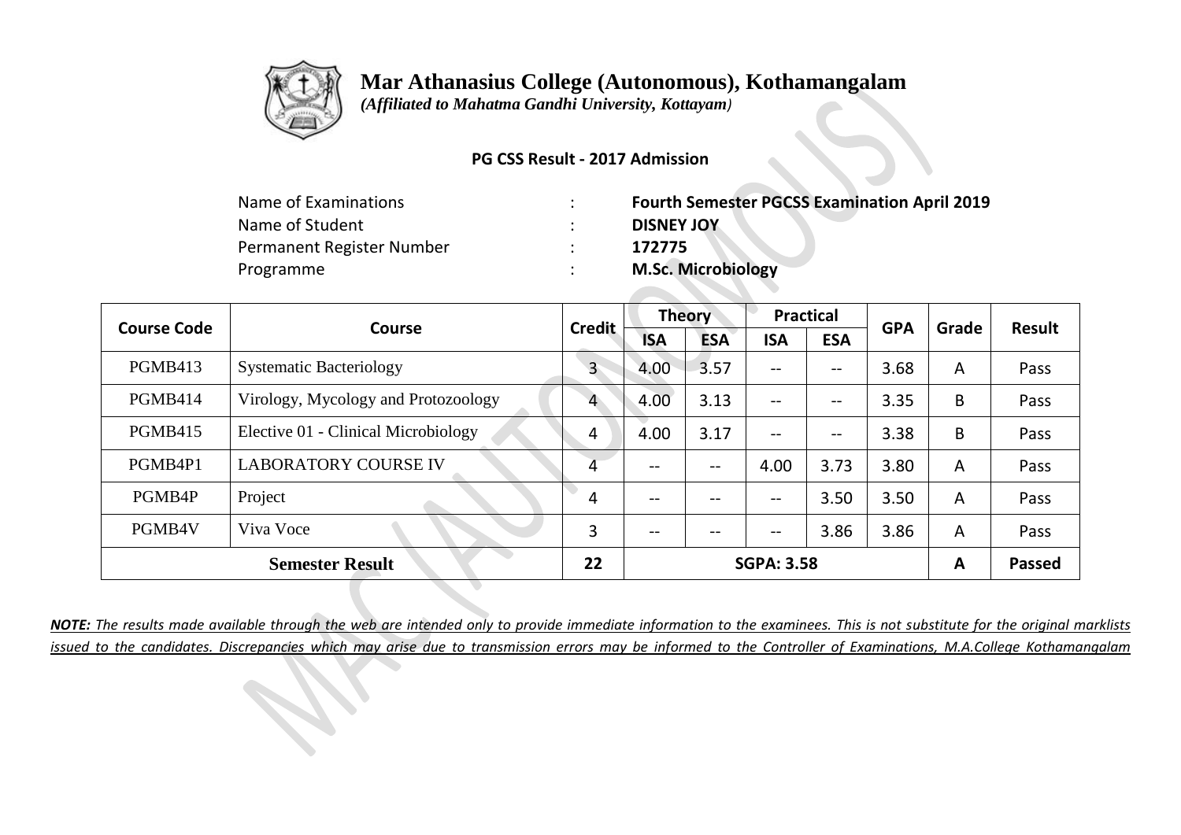# Mar Athanasius College (Autonomous), Kothamangalam

*(Affiliated to Mahatma Gandhi University, Kottayam)*

**PG CSS Result - 2017 Admission**

| | | |
|---|---|---|
| Name of Examinations | : | **Fourth Semester PGCSS Examination April 2019** |
| Name of Student | : | **DISNEY JOY** |
| Permanent Register Number | : | **172775** |
| Programme | : | **M.Sc. Microbiology** |

| Course Code | Course | Credit | Theory | | Practical | | GPA | Grade | Result |
|---|---|---|---|---|---|---|---|---|---|
| | | | ISA | ESA | ISA | ESA | | | |
| PGMB413 | Systematic Bacteriology | 3 | 4.00 | 3.57 | -- | -- | 3.68 | A | Pass |
| PGMB414 | Virology, Mycology and Protozoology | 4 | 4.00 | 3.13 | -- | -- | 3.35 | B | Pass |
| PGMB415 | Elective 01 - Clinical Microbiology | 4 | 4.00 | 3.17 | -- | -- | 3.38 | B | Pass |
| PGMB4P1 | LABORATORY COURSE IV | 4 | -- | -- | 4.00 | 3.73 | 3.80 | A | Pass |
| PGMB4P | Project | 4 | -- | -- | -- | 3.50 | 3.50 | A | Pass |
| PGMB4V | Viva Voce | 3 | -- | -- | -- | 3.86 | 3.86 | A | Pass |
| **Semester Result** | | **22** | **SGPA: 3.58** | | | | | **A** | **Passed** |

***NOTE:*** *The results made available through the web are intended only to provide immediate information to the examinees. This is not substitute for the original marklists issued to the candidates. Discrepancies which may arise due to transmission errors may be informed to the Controller of Examinations, M.A.College Kothamangalam*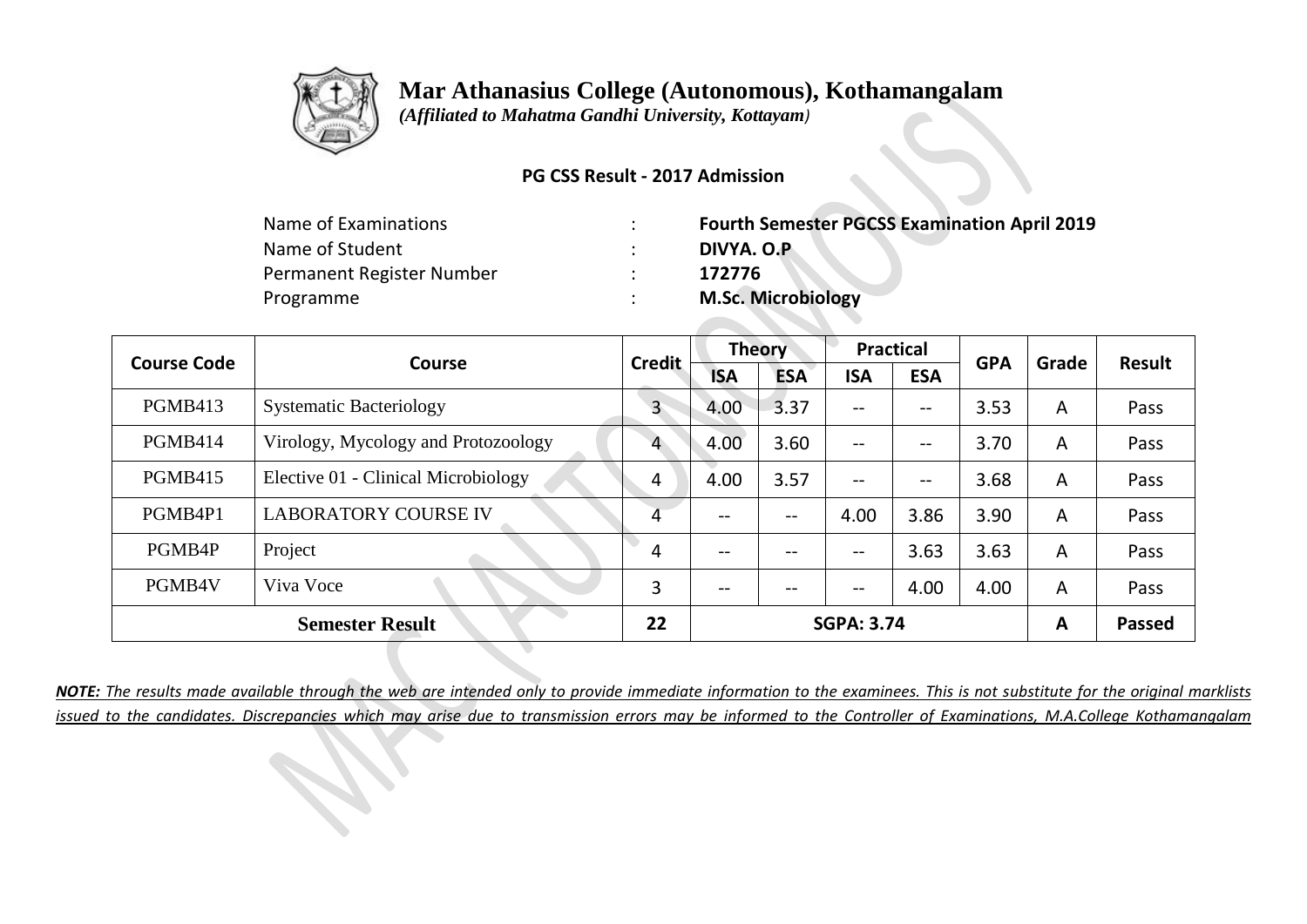# Mar Athanasius College (Autonomous), Kothamangalam

*(Affiliated to Mahatma Gandhi University, Kottayam)*

**PG CSS Result - 2017 Admission**

| | | |
|---|---|---|
| Name of Examinations | : | **Fourth Semester PGCSS Examination April 2019** |
| Name of Student | : | **DIVYA. O.P** |
| Permanent Register Number | : | **172776** |
| Programme | : | **M.Sc. Microbiology** |

| Course Code | Course | Credit | Theory | | Practical | | GPA | Grade | Result |
|---|---|---|---|---|---|---|---|---|---|
| | | | ISA | ESA | ISA | ESA | | | |
| PGMB413 | Systematic Bacteriology | 3 | 4.00 | 3.37 | -- | -- | 3.53 | A | Pass |
| PGMB414 | Virology, Mycology and Protozoology | 4 | 4.00 | 3.60 | -- | -- | 3.70 | A | Pass |
| PGMB415 | Elective 01 - Clinical Microbiology | 4 | 4.00 | 3.57 | -- | -- | 3.68 | A | Pass |
| PGMB4P1 | LABORATORY COURSE IV | 4 | -- | -- | 4.00 | 3.86 | 3.90 | A | Pass |
| PGMB4P | Project | 4 | -- | -- | -- | 3.63 | 3.63 | A | Pass |
| PGMB4V | Viva Voce | 3 | -- | -- | -- | 4.00 | 4.00 | A | Pass |
| **Semester Result** | | **22** | **SGPA: 3.74** | | | | | **A** | **Passed** |

***NOTE:** The results made available through the web are intended only to provide immediate information to the examinees. This is not substitute for the original marklists issued to the candidates. Discrepancies which may arise due to transmission errors may be informed to the Controller of Examinations, M.A.College Kothamangalam*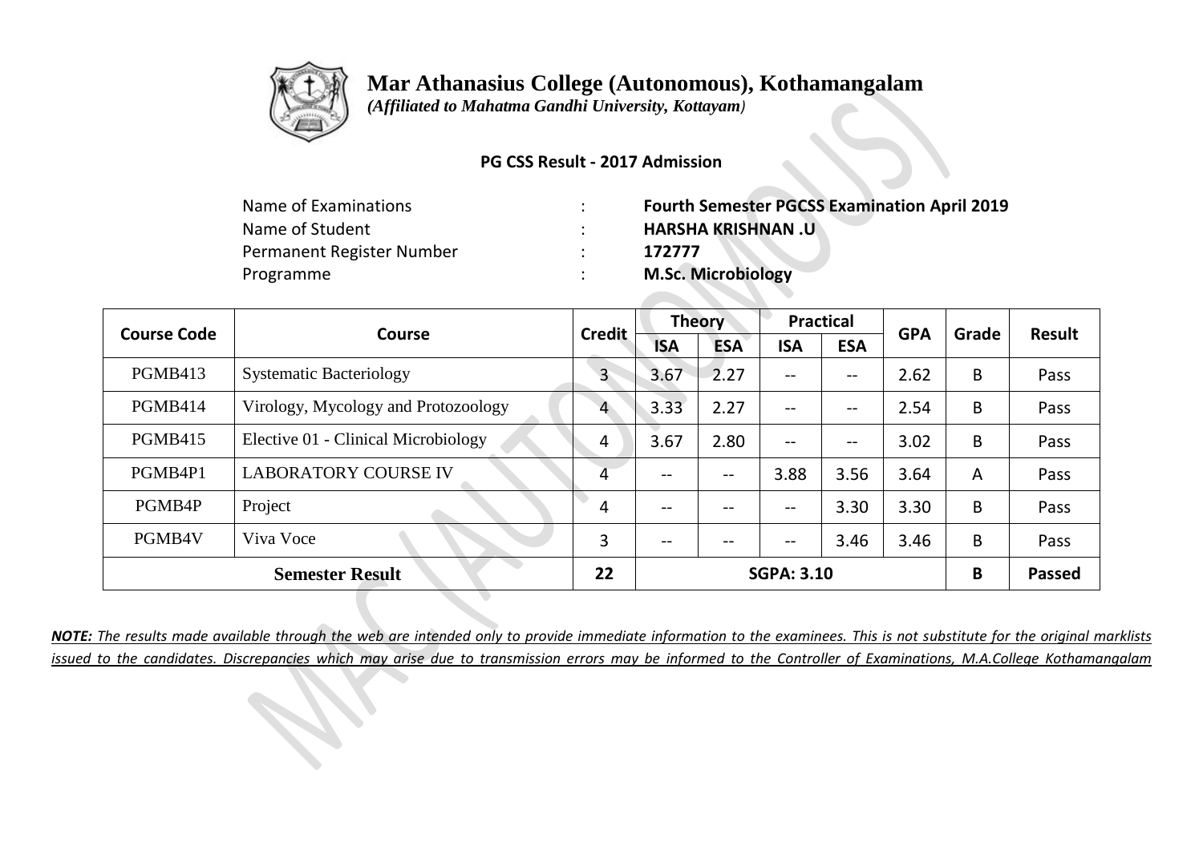# Mar Athanasius College (Autonomous), Kothamangalam

*(Affiliated to Mahatma Gandhi University, Kottayam)*

**PG CSS Result - 2017 Admission**

| | | |
|---|---|---|
| Name of Examinations | : | **Fourth Semester PGCSS Examination April 2019** |
| Name of Student | : | **HARSHA KRISHNAN .U** |
| Permanent Register Number | : | **172777** |
| Programme | : | **M.Sc. Microbiology** |

| Course Code | Course | Credit | Theory | | Practical | | GPA | Grade | Result |
|---|---|---|---|---|---|---|---|---|---|
| | | | ISA | ESA | ISA | ESA | | | |
| PGMB413 | Systematic Bacteriology | 3 | 3.67 | 2.27 | -- | -- | 2.62 | B | Pass |
| PGMB414 | Virology, Mycology and Protozoology | 4 | 3.33 | 2.27 | -- | -- | 2.54 | B | Pass |
| PGMB415 | Elective 01 - Clinical Microbiology | 4 | 3.67 | 2.80 | -- | -- | 3.02 | B | Pass |
| PGMB4P1 | LABORATORY COURSE IV | 4 | -- | -- | 3.88 | 3.56 | 3.64 | A | Pass |
| PGMB4P | Project | 4 | -- | -- | -- | 3.30 | 3.30 | B | Pass |
| PGMB4V | Viva Voce | 3 | -- | -- | -- | 3.46 | 3.46 | B | Pass |
| **Semester Result** | | **22** | **SGPA: 3.10** | | | | | **B** | **Passed** |

***NOTE:** The results made available through the web are intended only to provide immediate information to the examinees. This is not substitute for the original marklists issued to the candidates. Discrepancies which may arise due to transmission errors may be informed to the Controller of Examinations, M.A.College Kothamangalam*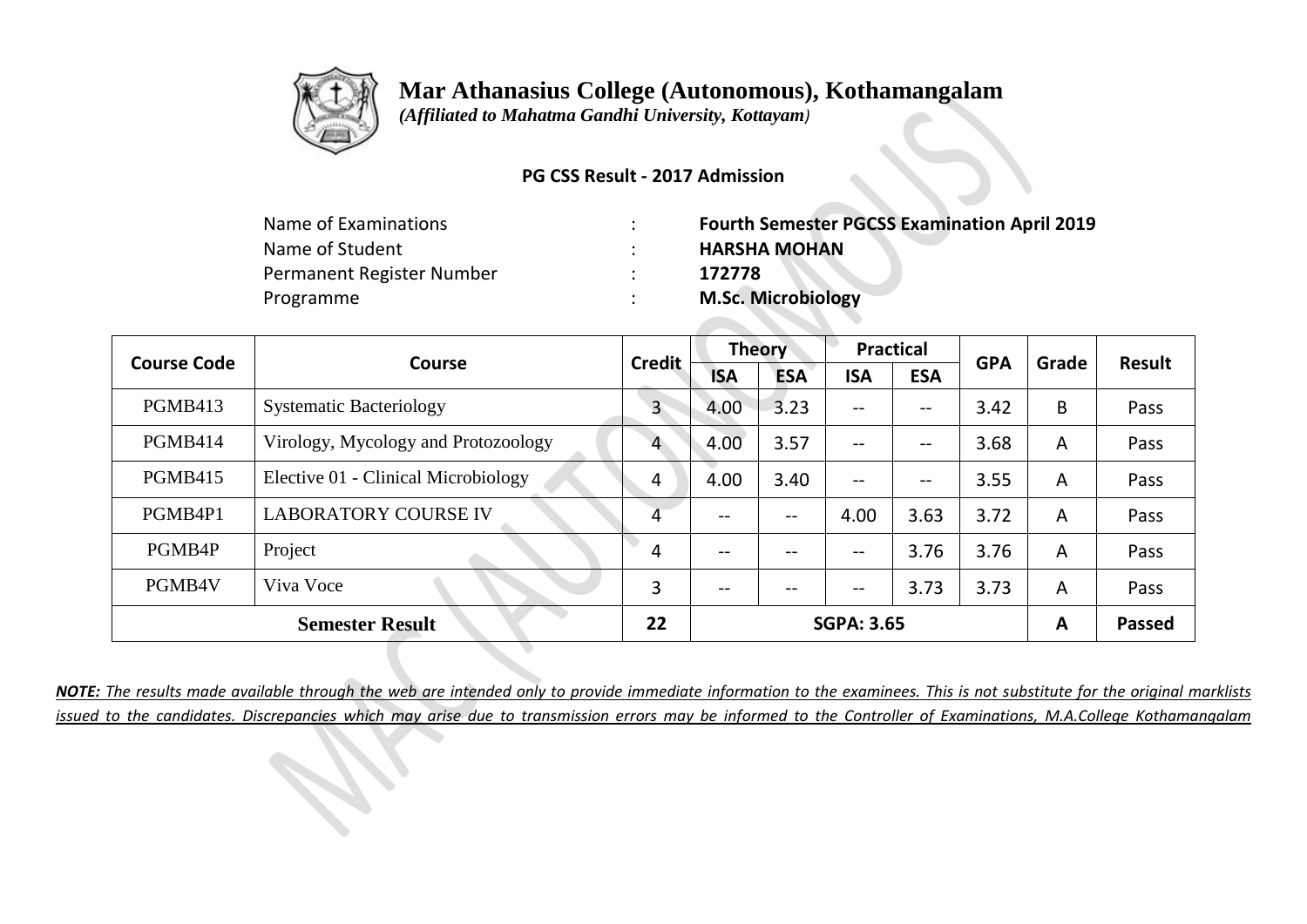# Mar Athanasius College (Autonomous), Kothamangalam

*(Affiliated to Mahatma Gandhi University, Kottayam)*

**PG CSS Result - 2017 Admission**

| | | |
|---|---|---|
| Name of Examinations | : | **Fourth Semester PGCSS Examination April 2019** |
| Name of Student | : | **HARSHA MOHAN** |
| Permanent Register Number | : | **172778** |
| Programme | : | **M.Sc. Microbiology** |

| Course Code | Course | Credit | Theory | | Practical | | GPA | Grade | Result |
|---|---|---|---|---|---|---|---|---|---|
| | | | ISA | ESA | ISA | ESA | | | |
| PGMB413 | Systematic Bacteriology | 3 | 4.00 | 3.23 | -- | -- | 3.42 | B | Pass |
| PGMB414 | Virology, Mycology and Protozoology | 4 | 4.00 | 3.57 | -- | -- | 3.68 | A | Pass |
| PGMB415 | Elective 01 - Clinical Microbiology | 4 | 4.00 | 3.40 | -- | -- | 3.55 | A | Pass |
| PGMB4P1 | LABORATORY COURSE IV | 4 | -- | -- | 4.00 | 3.63 | 3.72 | A | Pass |
| PGMB4P | Project | 4 | -- | -- | -- | 3.76 | 3.76 | A | Pass |
| PGMB4V | Viva Voce | 3 | -- | -- | -- | 3.73 | 3.73 | A | Pass |
| **Semester Result** | | **22** | **SGPA: 3.65** | | | | | **A** | **Passed** |

***NOTE:*** *The results made available through the web are intended only to provide immediate information to the examinees. This is not substitute for the original marklists issued to the candidates. Discrepancies which may arise due to transmission errors may be informed to the Controller of Examinations, M.A.College Kothamangalam*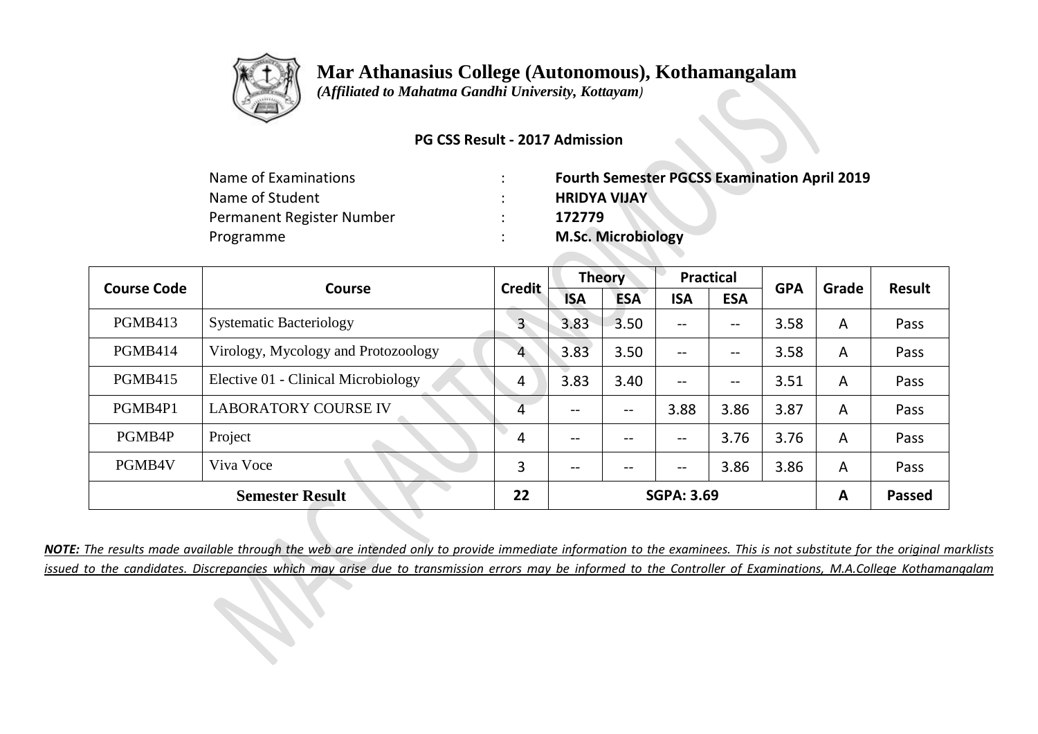# Mar Athanasius College (Autonomous), Kothamangalam

*(Affiliated to Mahatma Gandhi University, Kottayam)*

**PG CSS Result - 2017 Admission**

| | | |
|---|---|---|
| Name of Examinations | : | **Fourth Semester PGCSS Examination April 2019** |
| Name of Student | : | **HRIDYA VIJAY** |
| Permanent Register Number | : | **172779** |
| Programme | : | **M.Sc. Microbiology** |

| Course Code | Course | Credit | Theory | | Practical | | GPA | Grade | Result |
|---|---|---|---|---|---|---|---|---|---|
| | | | ISA | ESA | ISA | ESA | | | |
| PGMB413 | Systematic Bacteriology | 3 | 3.83 | 3.50 | -- | -- | 3.58 | A | Pass |
| PGMB414 | Virology, Mycology and Protozoology | 4 | 3.83 | 3.50 | -- | -- | 3.58 | A | Pass |
| PGMB415 | Elective 01 - Clinical Microbiology | 4 | 3.83 | 3.40 | -- | -- | 3.51 | A | Pass |
| PGMB4P1 | LABORATORY COURSE IV | 4 | -- | -- | 3.88 | 3.86 | 3.87 | A | Pass |
| PGMB4P | Project | 4 | -- | -- | -- | 3.76 | 3.76 | A | Pass |
| PGMB4V | Viva Voce | 3 | -- | -- | -- | 3.86 | 3.86 | A | Pass |
| **Semester Result** | | **22** | **SGPA: 3.69** | | | | | **A** | **Passed** |

***NOTE:*** *The results made available through the web are intended only to provide immediate information to the examinees. This is not substitute for the original marklists issued to the candidates. Discrepancies which may arise due to transmission errors may be informed to the Controller of Examinations, M.A.College Kothamangalam*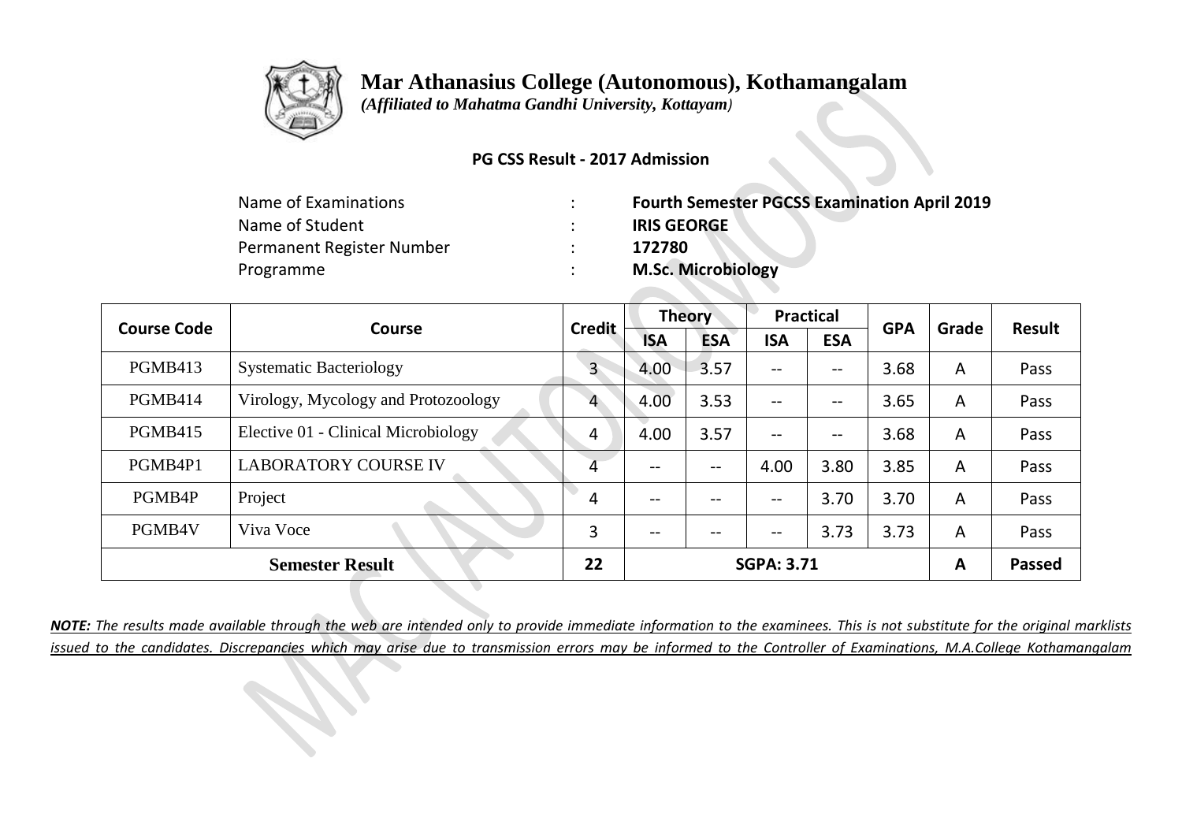# Mar Athanasius College (Autonomous), Kothamangalam

*(Affiliated to Mahatma Gandhi University, Kottayam)*

**PG CSS Result - 2017 Admission**

| | | |
|---|---|---|
| Name of Examinations | : | **Fourth Semester PGCSS Examination April 2019** |
| Name of Student | : | **IRIS GEORGE** |
| Permanent Register Number | : | **172780** |
| Programme | : | **M.Sc. Microbiology** |

| Course Code | Course | Credit | Theory | | Practical | | GPA | Grade | Result |
|---|---|---|---|---|---|---|---|---|---|
| | | | ISA | ESA | ISA | ESA | | | |
| PGMB413 | Systematic Bacteriology | 3 | 4.00 | 3.57 | -- | -- | 3.68 | A | Pass |
| PGMB414 | Virology, Mycology and Protozoology | 4 | 4.00 | 3.53 | -- | -- | 3.65 | A | Pass |
| PGMB415 | Elective 01 - Clinical Microbiology | 4 | 4.00 | 3.57 | -- | -- | 3.68 | A | Pass |
| PGMB4P1 | LABORATORY COURSE IV | 4 | -- | -- | 4.00 | 3.80 | 3.85 | A | Pass |
| PGMB4P | Project | 4 | -- | -- | -- | 3.70 | 3.70 | A | Pass |
| PGMB4V | Viva Voce | 3 | -- | -- | -- | 3.73 | 3.73 | A | Pass |
| **Semester Result** | | **22** | **SGPA: 3.71** | | | | | **A** | **Passed** |

***NOTE:*** *The results made available through the web are intended only to provide immediate information to the examinees. This is not substitute for the original marklists issued to the candidates. Discrepancies which may arise due to transmission errors may be informed to the Controller of Examinations, M.A.College Kothamangalam*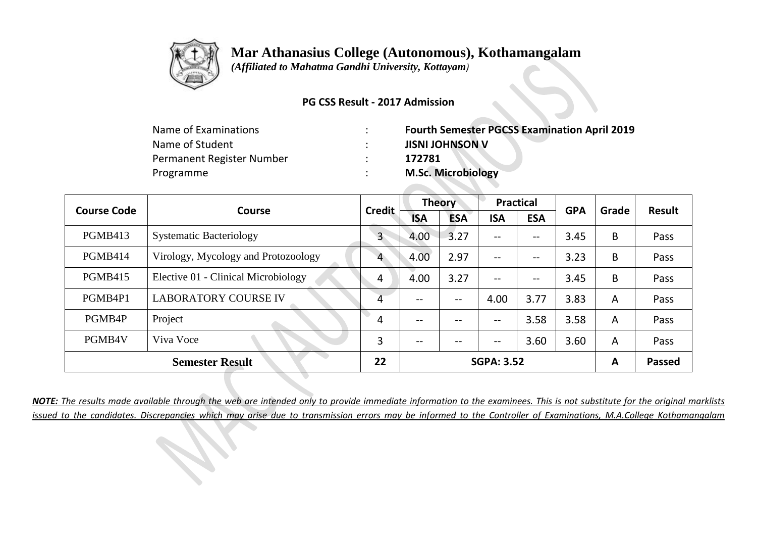# Mar Athanasius College (Autonomous), Kothamangalam

*(Affiliated to Mahatma Gandhi University, Kottayam)*

**PG CSS Result - 2017 Admission**

| | | |
|---|---|---|
| Name of Examinations | : | **Fourth Semester PGCSS Examination April 2019** |
| Name of Student | : | **JISNI JOHNSON V** |
| Permanent Register Number | : | **172781** |
| Programme | : | **M.Sc. Microbiology** |

| Course Code | Course | Credit | Theory | | Practical | | GPA | Grade | Result |
|---|---|---|---|---|---|---|---|---|---|
| | | | ISA | ESA | ISA | ESA | | | |
| PGMB413 | Systematic Bacteriology | 3 | 4.00 | 3.27 | -- | -- | 3.45 | B | Pass |
| PGMB414 | Virology, Mycology and Protozoology | 4 | 4.00 | 2.97 | -- | -- | 3.23 | B | Pass |
| PGMB415 | Elective 01 - Clinical Microbiology | 4 | 4.00 | 3.27 | -- | -- | 3.45 | B | Pass |
| PGMB4P1 | LABORATORY COURSE IV | 4 | -- | -- | 4.00 | 3.77 | 3.83 | A | Pass |
| PGMB4P | Project | 4 | -- | -- | -- | 3.58 | 3.58 | A | Pass |
| PGMB4V | Viva Voce | 3 | -- | -- | -- | 3.60 | 3.60 | A | Pass |
| **Semester Result** | | **22** | **SGPA: 3.52** | | | | | **A** | **Passed** |

***NOTE:*** *The results made available through the web are intended only to provide immediate information to the examinees. This is not substitute for the original marklists issued to the candidates. Discrepancies which may arise due to transmission errors may be informed to the Controller of Examinations, M.A.College Kothamangalam*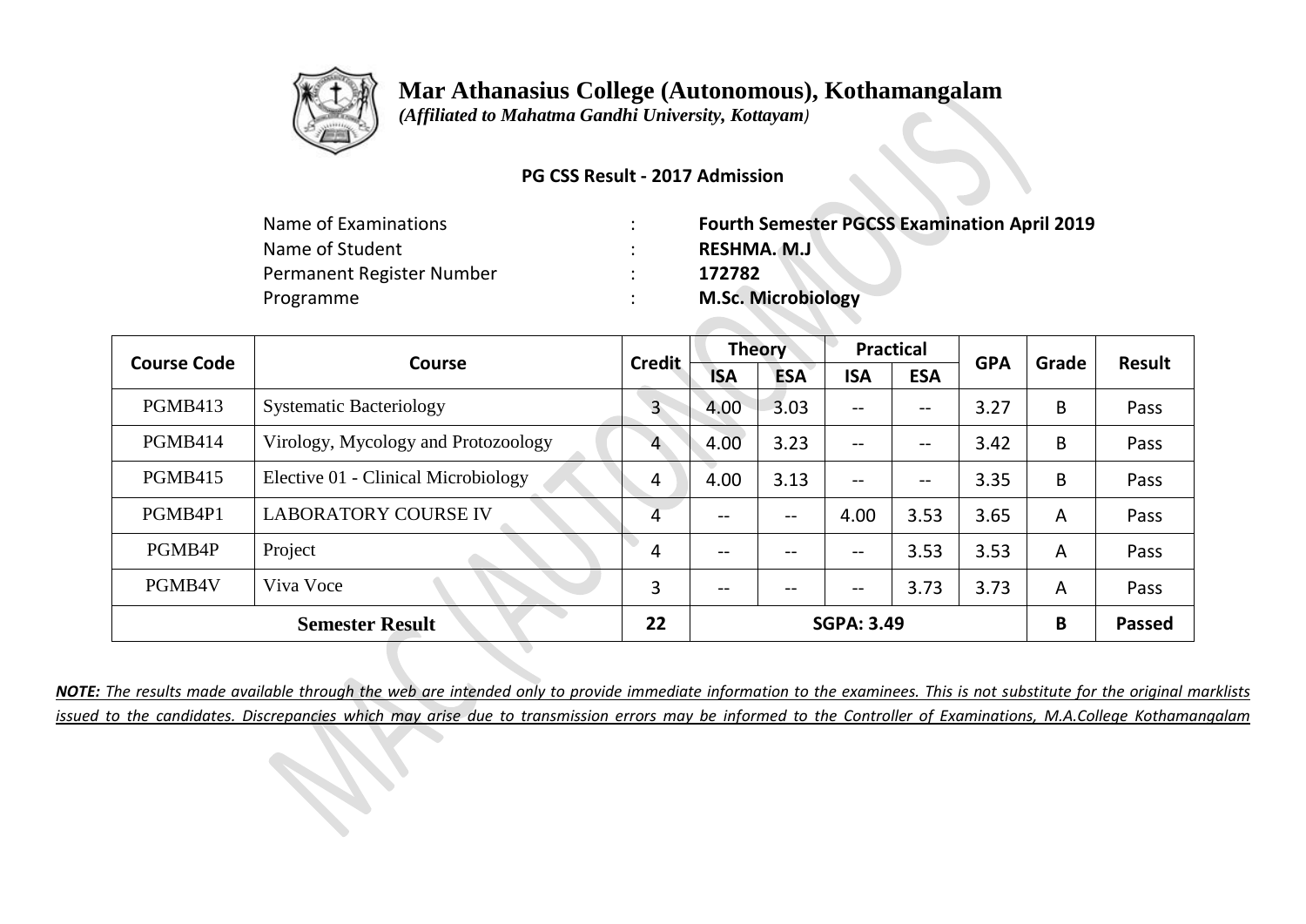# Mar Athanasius College (Autonomous), Kothamangalam

*(Affiliated to Mahatma Gandhi University, Kottayam)*

**PG CSS Result - 2017 Admission**

| | | |
|---|---|---|
| Name of Examinations | : | **Fourth Semester PGCSS Examination April 2019** |
| Name of Student | : | **RESHMA. M.J** |
| Permanent Register Number | : | **172782** |
| Programme | : | **M.Sc. Microbiology** |

| Course Code | Course | Credit | Theory | | Practical | | GPA | Grade | Result |
|---|---|---|---|---|---|---|---|---|---|
| | | | ISA | ESA | ISA | ESA | | | |
| PGMB413 | Systematic Bacteriology | 3 | 4.00 | 3.03 | -- | -- | 3.27 | B | Pass |
| PGMB414 | Virology, Mycology and Protozoology | 4 | 4.00 | 3.23 | -- | -- | 3.42 | B | Pass |
| PGMB415 | Elective 01 - Clinical Microbiology | 4 | 4.00 | 3.13 | -- | -- | 3.35 | B | Pass |
| PGMB4P1 | LABORATORY COURSE IV | 4 | -- | -- | 4.00 | 3.53 | 3.65 | A | Pass |
| PGMB4P | Project | 4 | -- | -- | -- | 3.53 | 3.53 | A | Pass |
| PGMB4V | Viva Voce | 3 | -- | -- | -- | 3.73 | 3.73 | A | Pass |
| **Semester Result** | | **22** | **SGPA: 3.49** | | | | | **B** | **Passed** |

***NOTE:*** *The results made available through the web are intended only to provide immediate information to the examinees. This is not substitute for the original marklists issued to the candidates. Discrepancies which may arise due to transmission errors may be informed to the Controller of Examinations, M.A.College Kothamangalam*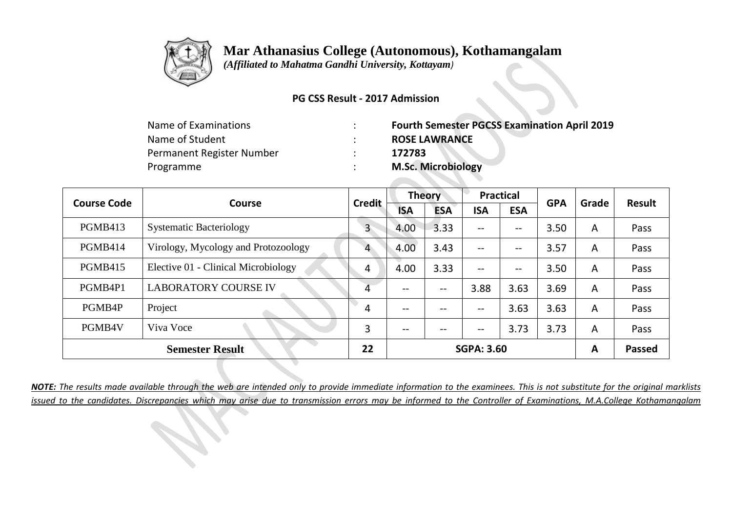# Mar Athanasius College (Autonomous), Kothamangalam

*(Affiliated to Mahatma Gandhi University, Kottayam)*

**PG CSS Result - 2017 Admission**

| | | |
|---|---|---|
| Name of Examinations | : | **Fourth Semester PGCSS Examination April 2019** |
| Name of Student | : | **ROSE LAWRANCE** |
| Permanent Register Number | : | **172783** |
| Programme | : | **M.Sc. Microbiology** |

| Course Code | Course | Credit | Theory | | Practical | | GPA | Grade | Result |
|---|---|---|---|---|---|---|---|---|---|
| | | | ISA | ESA | ISA | ESA | | | |
| PGMB413 | Systematic Bacteriology | 3 | 4.00 | 3.33 | -- | -- | 3.50 | A | Pass |
| PGMB414 | Virology, Mycology and Protozoology | 4 | 4.00 | 3.43 | -- | -- | 3.57 | A | Pass |
| PGMB415 | Elective 01 - Clinical Microbiology | 4 | 4.00 | 3.33 | -- | -- | 3.50 | A | Pass |
| PGMB4P1 | LABORATORY COURSE IV | 4 | -- | -- | 3.88 | 3.63 | 3.69 | A | Pass |
| PGMB4P | Project | 4 | -- | -- | -- | 3.63 | 3.63 | A | Pass |
| PGMB4V | Viva Voce | 3 | -- | -- | -- | 3.73 | 3.73 | A | Pass |
| **Semester Result** | | **22** | **SGPA: 3.60** | | | | | **A** | **Passed** |

***NOTE:*** *The results made available through the web are intended only to provide immediate information to the examinees. This is not substitute for the original marklists issued to the candidates. Discrepancies which may arise due to transmission errors may be informed to the Controller of Examinations, M.A.College Kothamangalam*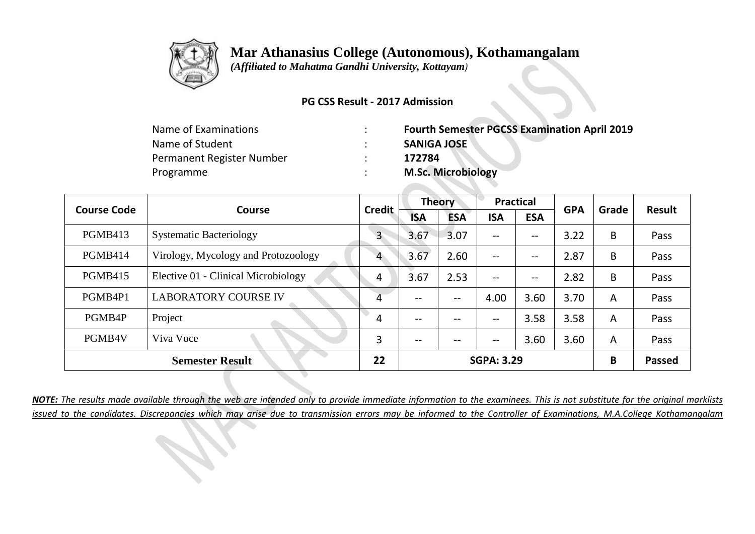# Mar Athanasius College (Autonomous), Kothamangalam

*(Affiliated to Mahatma Gandhi University, Kottayam)*

**PG CSS Result - 2017 Admission**

| | | |
|---|---|---|
| Name of Examinations | : | **Fourth Semester PGCSS Examination April 2019** |
| Name of Student | : | **SANIGA JOSE** |
| Permanent Register Number | : | **172784** |
| Programme | : | **M.Sc. Microbiology** |

| Course Code | Course | Credit | Theory | | Practical | | GPA | Grade | Result |
|---|---|---|---|---|---|---|---|---|---|
| | | | ISA | ESA | ISA | ESA | | | |
| PGMB413 | Systematic Bacteriology | 3 | 3.67 | 3.07 | -- | -- | 3.22 | B | Pass |
| PGMB414 | Virology, Mycology and Protozoology | 4 | 3.67 | 2.60 | -- | -- | 2.87 | B | Pass |
| PGMB415 | Elective 01 - Clinical Microbiology | 4 | 3.67 | 2.53 | -- | -- | 2.82 | B | Pass |
| PGMB4P1 | LABORATORY COURSE IV | 4 | -- | -- | 4.00 | 3.60 | 3.70 | A | Pass |
| PGMB4P | Project | 4 | -- | -- | -- | 3.58 | 3.58 | A | Pass |
| PGMB4V | Viva Voce | 3 | -- | -- | -- | 3.60 | 3.60 | A | Pass |
| **Semester Result** | | **22** | **SGPA: 3.29** | | | | | **B** | **Passed** |

***NOTE:** The results made available through the web are intended only to provide immediate information to the examinees. This is not substitute for the original marklists issued to the candidates. Discrepancies which may arise due to transmission errors may be informed to the Controller of Examinations, M.A.College Kothamangalam*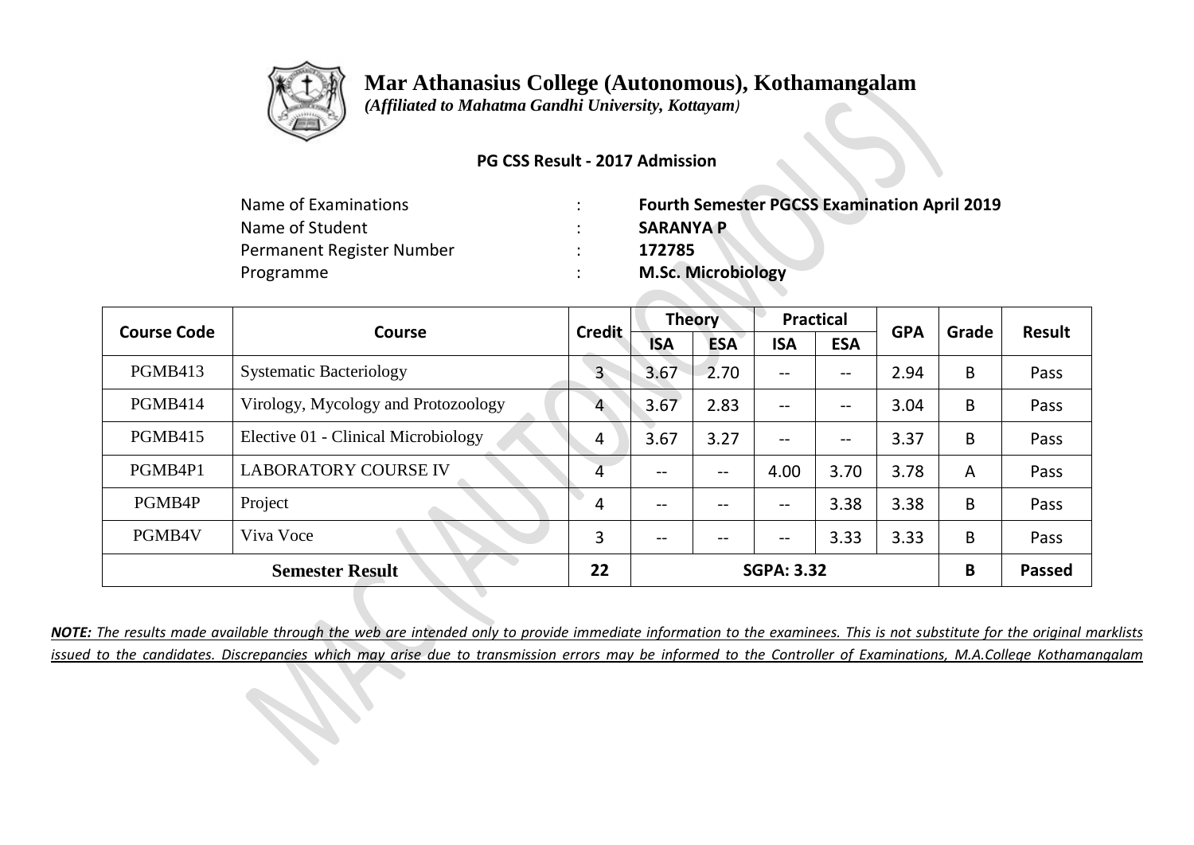# Mar Athanasius College (Autonomous), Kothamangalam

*(Affiliated to Mahatma Gandhi University, Kottayam)*

**PG CSS Result - 2017 Admission**

| | | |
|---|---|---|
| Name of Examinations | : | **Fourth Semester PGCSS Examination April 2019** |
| Name of Student | : | **SARANYA P** |
| Permanent Register Number | : | **172785** |
| Programme | : | **M.Sc. Microbiology** |

| Course Code | Course | Credit | Theory | | Practical | | GPA | Grade | Result |
|---|---|---|---|---|---|---|---|---|---|
| | | | ISA | ESA | ISA | ESA | | | |
| PGMB413 | Systematic Bacteriology | 3 | 3.67 | 2.70 | -- | -- | 2.94 | B | Pass |
| PGMB414 | Virology, Mycology and Protozoology | 4 | 3.67 | 2.83 | -- | -- | 3.04 | B | Pass |
| PGMB415 | Elective 01 - Clinical Microbiology | 4 | 3.67 | 3.27 | -- | -- | 3.37 | B | Pass |
| PGMB4P1 | LABORATORY COURSE IV | 4 | -- | -- | 4.00 | 3.70 | 3.78 | A | Pass |
| PGMB4P | Project | 4 | -- | -- | -- | 3.38 | 3.38 | B | Pass |
| PGMB4V | Viva Voce | 3 | -- | -- | -- | 3.33 | 3.33 | B | Pass |
| **Semester Result** | | **22** | **SGPA: 3.32** | | | | | **B** | **Passed** |

***NOTE:** The results made available through the web are intended only to provide immediate information to the examinees. This is not substitute for the original marklists issued to the candidates. Discrepancies which may arise due to transmission errors may be informed to the Controller of Examinations, M.A.College Kothamangalam*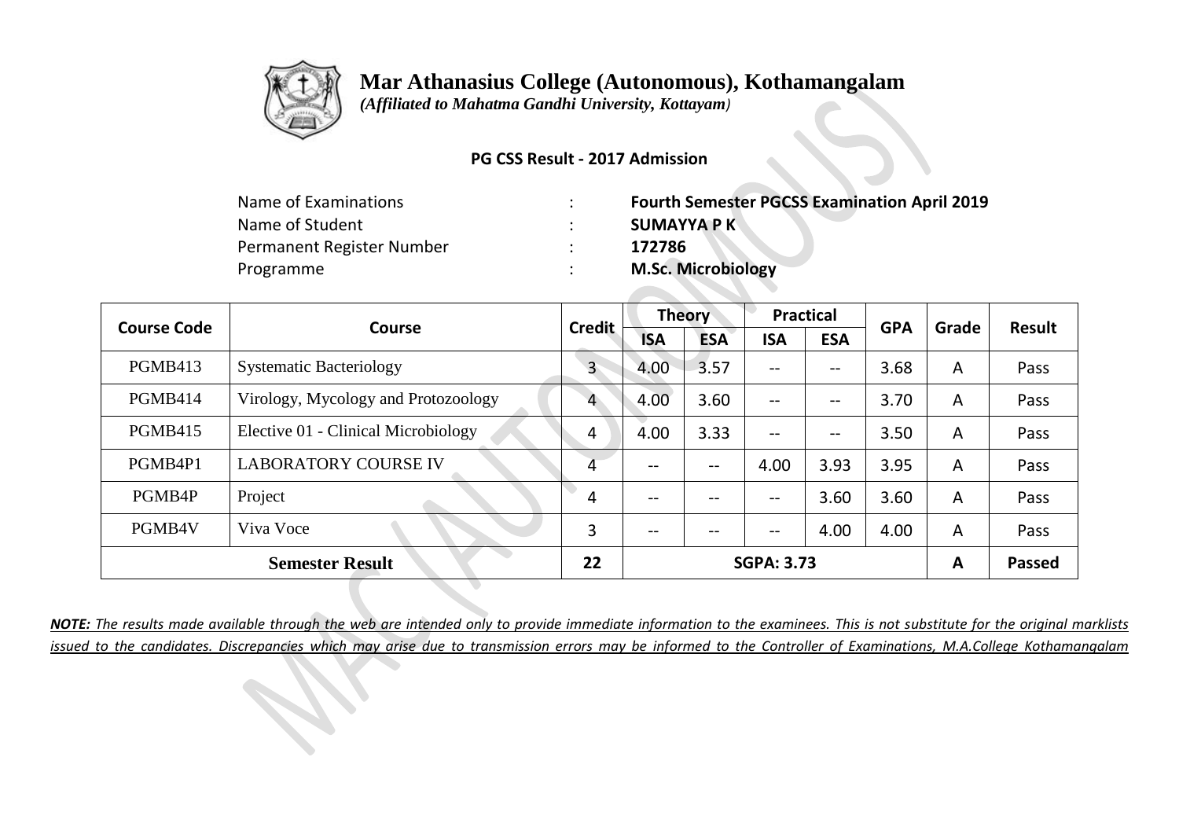# Mar Athanasius College (Autonomous), Kothamangalam

*(Affiliated to Mahatma Gandhi University, Kottayam)*

**PG CSS Result - 2017 Admission**

| | | |
|---|---|---|
| Name of Examinations | : | **Fourth Semester PGCSS Examination April 2019** |
| Name of Student | : | **SUMAYYA P K** |
| Permanent Register Number | : | **172786** |
| Programme | : | **M.Sc. Microbiology** |

| Course Code | Course | Credit | Theory | | Practical | | GPA | Grade | Result |
|---|---|---|---|---|---|---|---|---|---|
| | | | ISA | ESA | ISA | ESA | | | |
| PGMB413 | Systematic Bacteriology | 3 | 4.00 | 3.57 | -- | -- | 3.68 | A | Pass |
| PGMB414 | Virology, Mycology and Protozoology | 4 | 4.00 | 3.60 | -- | -- | 3.70 | A | Pass |
| PGMB415 | Elective 01 - Clinical Microbiology | 4 | 4.00 | 3.33 | -- | -- | 3.50 | A | Pass |
| PGMB4P1 | LABORATORY COURSE IV | 4 | -- | -- | 4.00 | 3.93 | 3.95 | A | Pass |
| PGMB4P | Project | 4 | -- | -- | -- | 3.60 | 3.60 | A | Pass |
| PGMB4V | Viva Voce | 3 | -- | -- | -- | 4.00 | 4.00 | A | Pass |
| **Semester Result** | | **22** | **SGPA: 3.73** | | | | | **A** | **Passed** |

***NOTE:*** *The results made available through the web are intended only to provide immediate information to the examinees. This is not substitute for the original marklists issued to the candidates. Discrepancies which may arise due to transmission errors may be informed to the Controller of Examinations, M.A.College Kothamangalam*